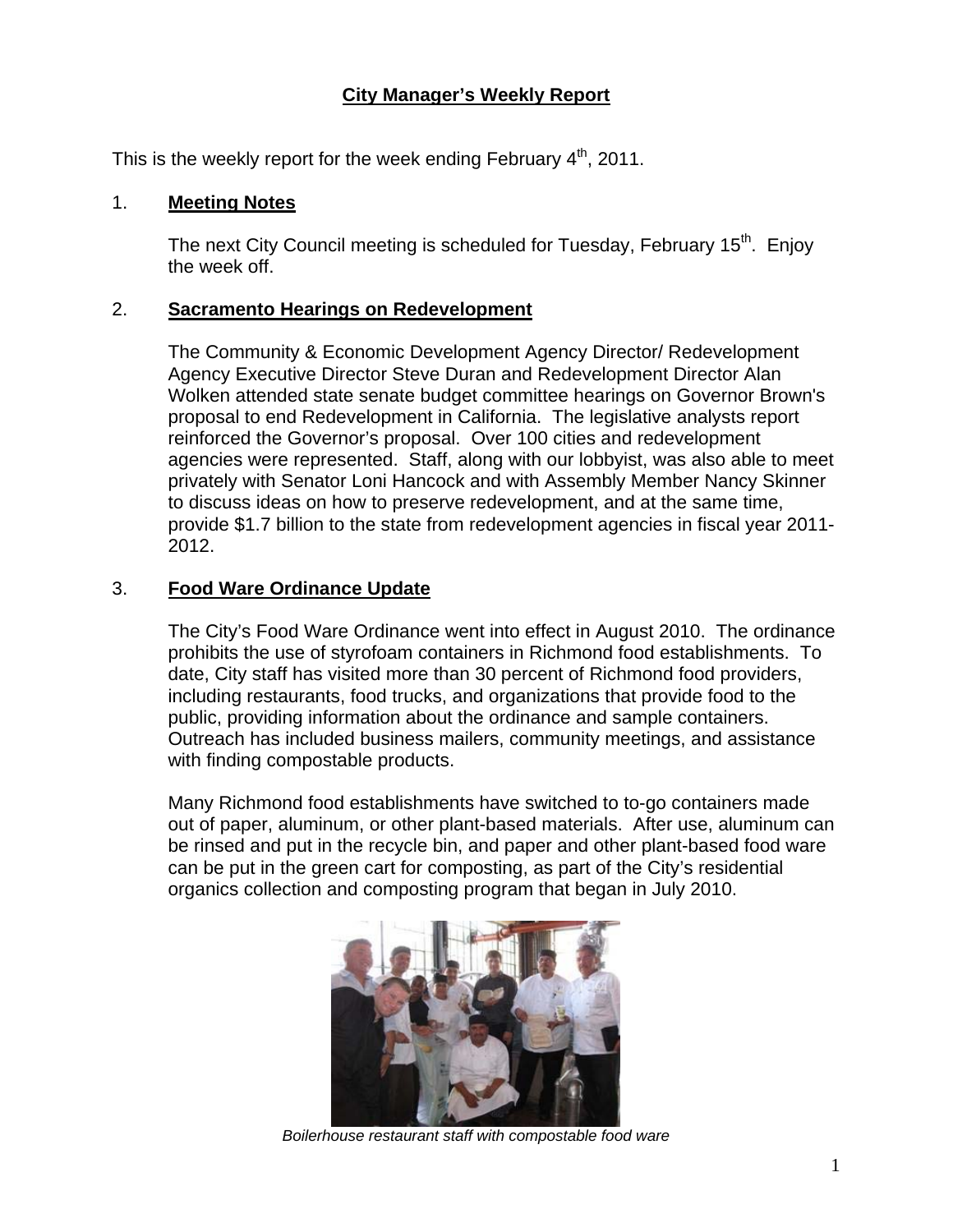# City Manager's Weekly Report

This is the weekly report for the week ending February 4th, 2011.

## 1. Meeting Notes

The next City Council meeting is scheduled for Tuesday, February 15th. Enjoy the week off.

## 2. Sacramento Hearings on Redevelopment

The Community & Economic Development Agency Director/ Redevelopment Agency Executive Director Steve Duran and Redevelopment Director Alan Wolken attended state senate budget committee hearings on Governor Brown's proposal to end Redevelopment in California. The legislative analysts report reinforced the Governor's proposal. Over 100 cities and redevelopment agencies were represented. Staff, along with our lobbyist, was also able to meet privately with Senator Loni Hancock and with Assembly Member Nancy Skinner to discuss ideas on how to preserve redevelopment, and at the same time, provide $1.7 billion to the state from redevelopment agencies in fiscal year 2011-2012.

## 3. Food Ware Ordinance Update

The City's Food Ware Ordinance went into effect in August 2010. The ordinance prohibits the use of styrofoam containers in Richmond food establishments. To date, City staff has visited more than 30 percent of Richmond food providers, including restaurants, food trucks, and organizations that provide food to the public, providing information about the ordinance and sample containers. Outreach has included business mailers, community meetings, and assistance with finding compostable products.

Many Richmond food establishments have switched to to-go containers made out of paper, aluminum, or other plant-based materials. After use, aluminum can be rinsed and put in the recycle bin, and paper and other plant-based food ware can be put in the green cart for composting, as part of the City's residential organics collection and composting program that began in July 2010.

*Boilerhouse restaurant staff with compostable food ware*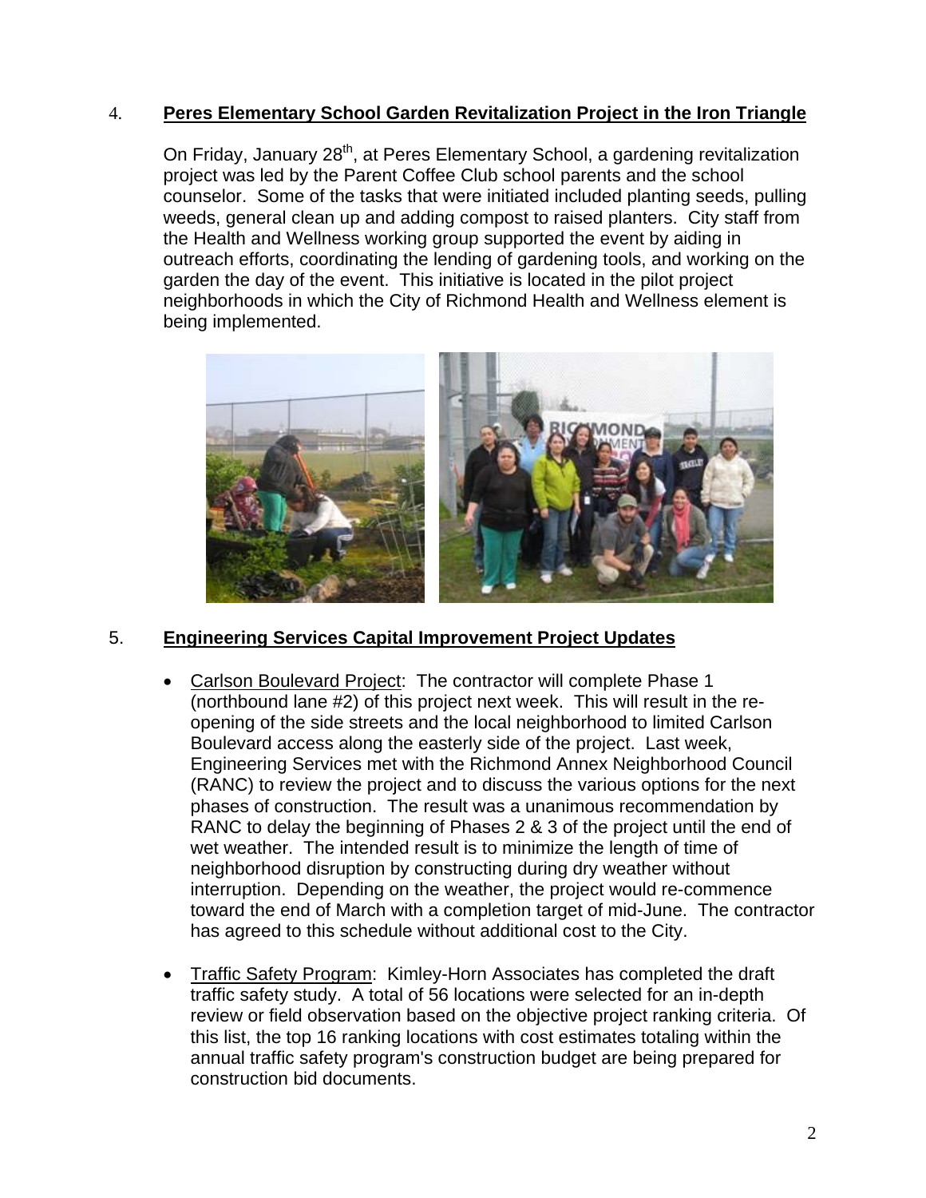4. **Peres Elementary School Garden Revitalization Project in the Iron Triangle**

On Friday, January 28th, at Peres Elementary School, a gardening revitalization project was led by the Parent Coffee Club school parents and the school counselor. Some of the tasks that were initiated included planting seeds, pulling weeds, general clean up and adding compost to raised planters. City staff from the Health and Wellness working group supported the event by aiding in outreach efforts, coordinating the lending of gardening tools, and working on the garden the day of the event. This initiative is located in the pilot project neighborhoods in which the City of Richmond Health and Wellness element is being implemented.

5. **Engineering Services Capital Improvement Project Updates**

- Carlson Boulevard Project: The contractor will complete Phase 1 (northbound lane #2) of this project next week. This will result in the re-opening of the side streets and the local neighborhood to limited Carlson Boulevard access along the easterly side of the project. Last week, Engineering Services met with the Richmond Annex Neighborhood Council (RANC) to review the project and to discuss the various options for the next phases of construction. The result was a unanimous recommendation by RANC to delay the beginning of Phases 2 & 3 of the project until the end of wet weather. The intended result is to minimize the length of time of neighborhood disruption by constructing during dry weather without interruption. Depending on the weather, the project would re-commence toward the end of March with a completion target of mid-June. The contractor has agreed to this schedule without additional cost to the City.

- Traffic Safety Program: Kimley-Horn Associates has completed the draft traffic safety study. A total of 56 locations were selected for an in-depth review or field observation based on the objective project ranking criteria. Of this list, the top 16 ranking locations with cost estimates totaling within the annual traffic safety program's construction budget are being prepared for construction bid documents.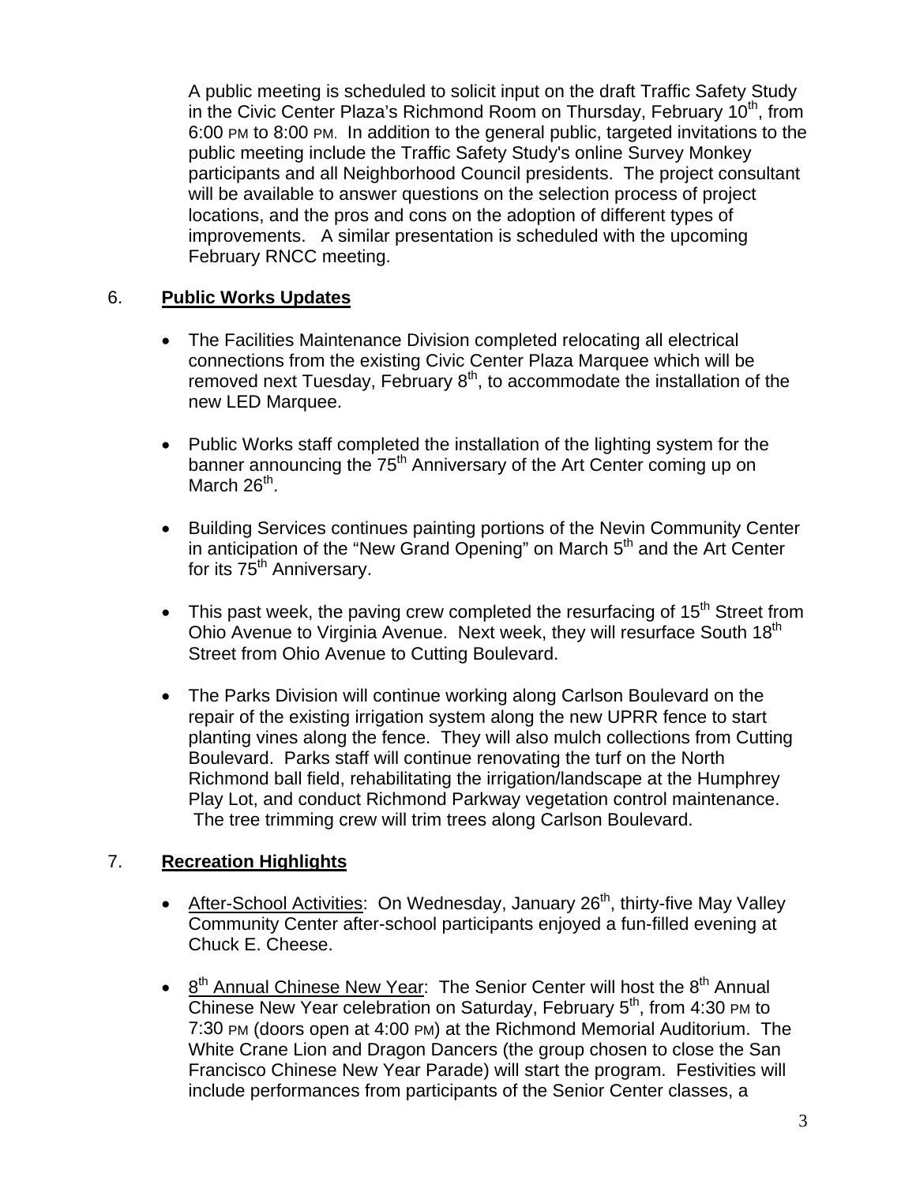A public meeting is scheduled to solicit input on the draft Traffic Safety Study in the Civic Center Plaza's Richmond Room on Thursday, February 10th, from 6:00 PM to 8:00 PM. In addition to the general public, targeted invitations to the public meeting include the Traffic Safety Study's online Survey Monkey participants and all Neighborhood Council presidents. The project consultant will be available to answer questions on the selection process of project locations, and the pros and cons on the adoption of different types of improvements. A similar presentation is scheduled with the upcoming February RNCC meeting.

6. **Public Works Updates**

- The Facilities Maintenance Division completed relocating all electrical connections from the existing Civic Center Plaza Marquee which will be removed next Tuesday, February 8th, to accommodate the installation of the new LED Marquee.

- Public Works staff completed the installation of the lighting system for the banner announcing the 75th Anniversary of the Art Center coming up on March 26th.

- Building Services continues painting portions of the Nevin Community Center in anticipation of the "New Grand Opening" on March 5th and the Art Center for its 75th Anniversary.

- This past week, the paving crew completed the resurfacing of 15th Street from Ohio Avenue to Virginia Avenue. Next week, they will resurface South 18th Street from Ohio Avenue to Cutting Boulevard.

- The Parks Division will continue working along Carlson Boulevard on the repair of the existing irrigation system along the new UPRR fence to start planting vines along the fence. They will also mulch collections from Cutting Boulevard. Parks staff will continue renovating the turf on the North Richmond ball field, rehabilitating the irrigation/landscape at the Humphrey Play Lot, and conduct Richmond Parkway vegetation control maintenance. The tree trimming crew will trim trees along Carlson Boulevard.

7. **Recreation Highlights**

- After-School Activities: On Wednesday, January 26th, thirty-five May Valley Community Center after-school participants enjoyed a fun-filled evening at Chuck E. Cheese.

- 8th Annual Chinese New Year: The Senior Center will host the 8th Annual Chinese New Year celebration on Saturday, February 5th, from 4:30 PM to 7:30 PM (doors open at 4:00 PM) at the Richmond Memorial Auditorium. The White Crane Lion and Dragon Dancers (the group chosen to close the San Francisco Chinese New Year Parade) will start the program. Festivities will include performances from participants of the Senior Center classes, a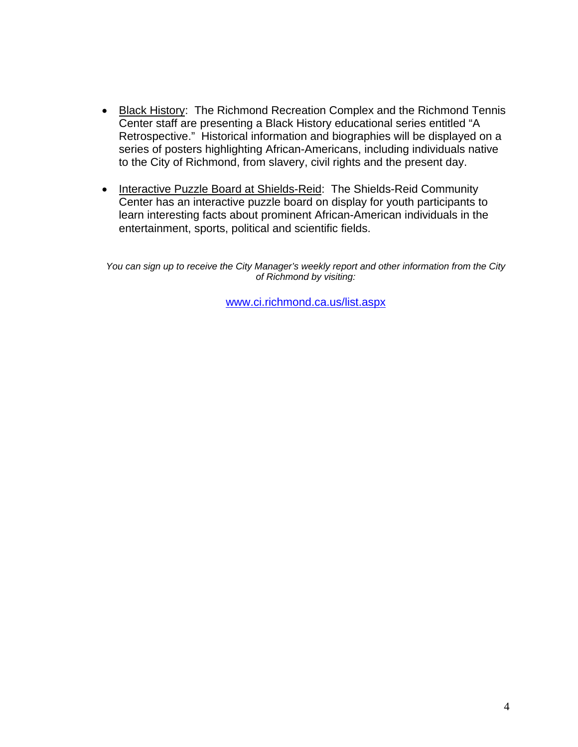- Black History: The Richmond Recreation Complex and the Richmond Tennis Center staff are presenting a Black History educational series entitled "A Retrospective." Historical information and biographies will be displayed on a series of posters highlighting African-Americans, including individuals native to the City of Richmond, from slavery, civil rights and the present day.

- Interactive Puzzle Board at Shields-Reid: The Shields-Reid Community Center has an interactive puzzle board on display for youth participants to learn interesting facts about prominent African-American individuals in the entertainment, sports, political and scientific fields.

*You can sign up to receive the City Manager's weekly report and other information from the City of Richmond by visiting:*

www.ci.richmond.ca.us/list.aspx